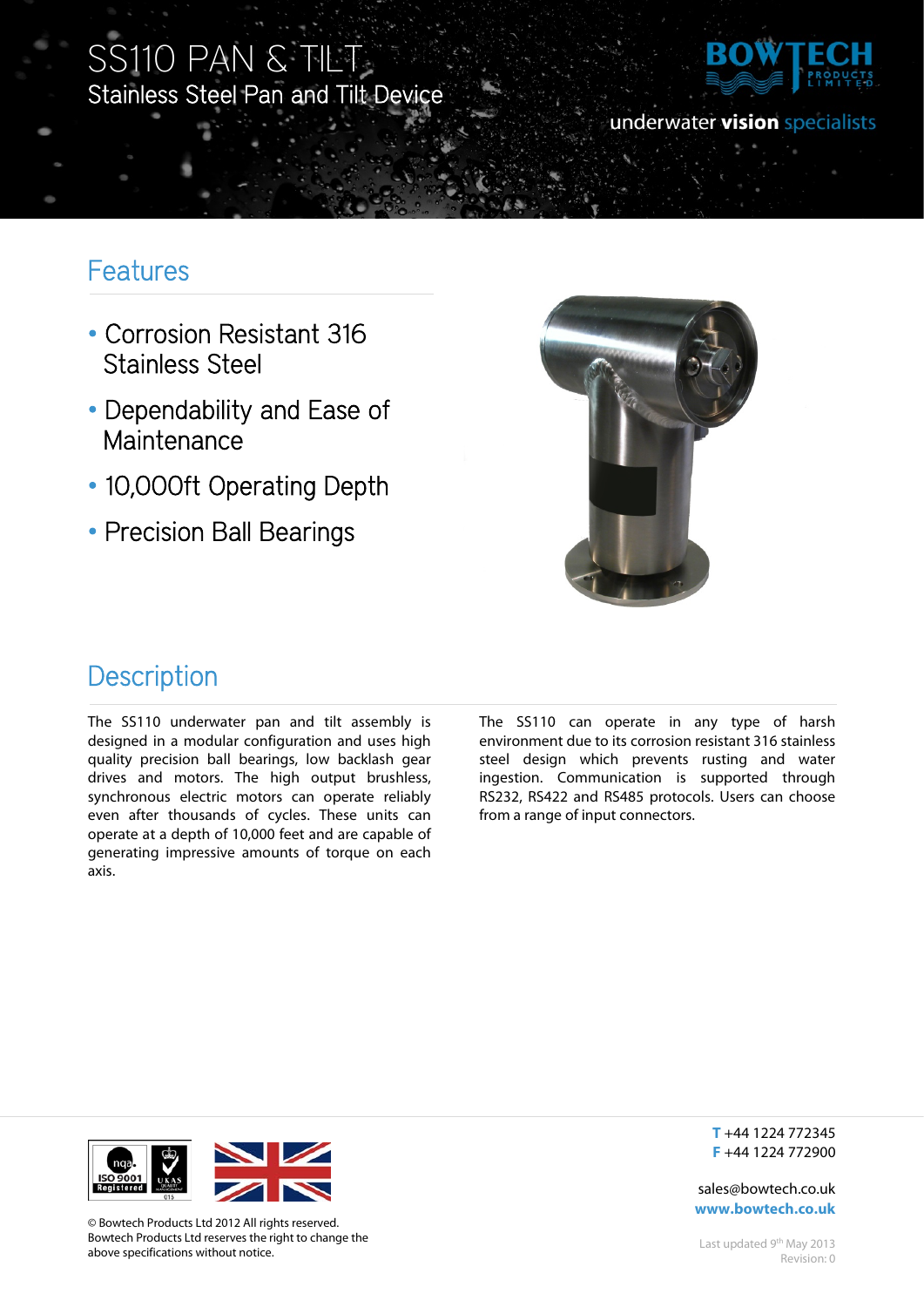# SS110 PAN & TILT

## Stainless Steel Pan and Tilt Device

BOWTECH PRODUCTS LIMITED

underwater **vision** specialists

## Features

- Corrosion Resistant 316 Stainless Steel
- Dependability and Ease of Maintenance
- 10,000ft Operating Depth
- Precision Ball Bearings

## Description

The SS110 underwater pan and tilt assembly is designed in a modular configuration and uses high quality precision ball bearings, low backlash gear drives and motors. The high output brushless, synchronous electric motors can operate reliably even after thousands of cycles. These units can operate at a depth of 10,000 feet and are capable of generating impressive amounts of torque on each axis.

The SS110 can operate in any type of harsh environment due to its corrosion resistant 316 stainless steel design which prevents rusting and water ingestion. Communication is supported through RS232, RS422 and RS485 protocols. Users can choose from a range of input connectors.

© Bowtech Products Ltd 2012 All rights reserved.
Bowtech Products Ltd reserves the right to change the above specifications without notice.

**T** +44 1224 772345
**F** +44 1224 772900

sales@bowtech.co.uk
**www.bowtech.co.uk**

Last updated 9th May 2013
Revision: 0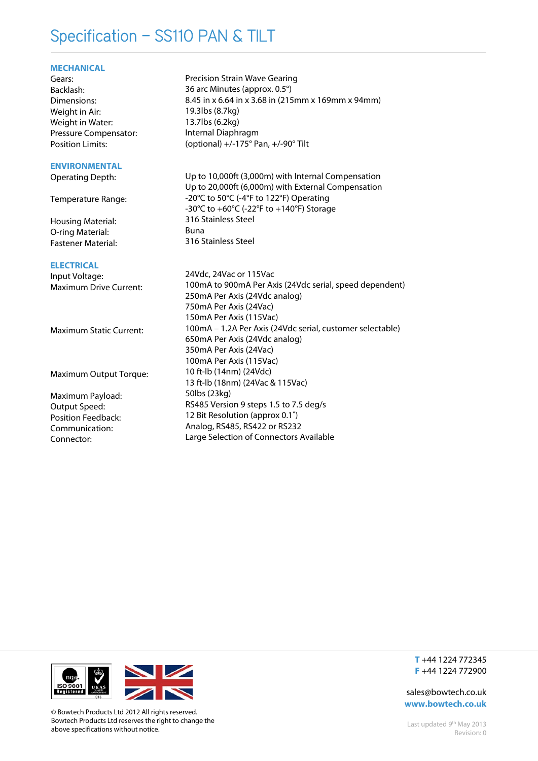# Specification – SS110 PAN & TILT

## MECHANICAL

| | |
|---|---|
| Gears: | Precision Strain Wave Gearing |
| Backlash: | 36 arc Minutes (approx. 0.5°) |
| Dimensions: | 8.45 in x 6.64 in x 3.68 in (215mm x 169mm x 94mm) |
| Weight in Air: | 19.3lbs (8.7kg) |
| Weight in Water: | 13.7lbs (6.2kg) |
| Pressure Compensator: | Internal Diaphragm |
| Position Limits: | (optional) +/-175° Pan, +/-90° Tilt |

## ENVIRONMENTAL

| | |
|---|---|
| Operating Depth: | Up to 10,000ft (3,000m) with Internal Compensation<br>Up to 20,000ft (6,000m) with External Compensation |
| Temperature Range: | -20°C to 50°C (-4°F to 122°F) Operating<br>-30°C to +60°C (-22°F to +140°F) Storage |
| Housing Material: | 316 Stainless Steel |
| O-ring Material: | Buna |
| Fastener Material: | 316 Stainless Steel |

## ELECTRICAL

| | |
|---|---|
| Input Voltage: | 24Vdc, 24Vac or 115Vac |
| Maximum Drive Current: | 100mA to 900mA Per Axis (24Vdc serial, speed dependent)<br>250mA Per Axis (24Vdc analog)<br>750mA Per Axis (24Vac)<br>150mA Per Axis (115Vac) |
| Maximum Static Current: | 100mA – 1.2A Per Axis (24Vdc serial, customer selectable)<br>650mA Per Axis (24Vdc analog)<br>350mA Per Axis (24Vac)<br>100mA Per Axis (115Vac) |
| Maximum Output Torque: | 10 ft-lb (14nm) (24Vdc)<br>13 ft-lb (18nm) (24Vac & 115Vac) |
| Maximum Payload: | 50lbs (23kg) |
| Output Speed: | RS485 Version 9 steps 1.5 to 7.5 deg/s |
| Position Feedback: | 12 Bit Resolution (approx 0.1˚) |
| Communication: | Analog, RS485, RS422 or RS232 |
| Connector: | Large Selection of Connectors Available |

© Bowtech Products Ltd 2012 All rights reserved.
Bowtech Products Ltd reserves the right to change the above specifications without notice.

**T** +44 1224 772345
**F** +44 1224 772900

sales@bowtech.co.uk
**www.bowtech.co.uk**

Last updated 9th May 2013
Revision: 0